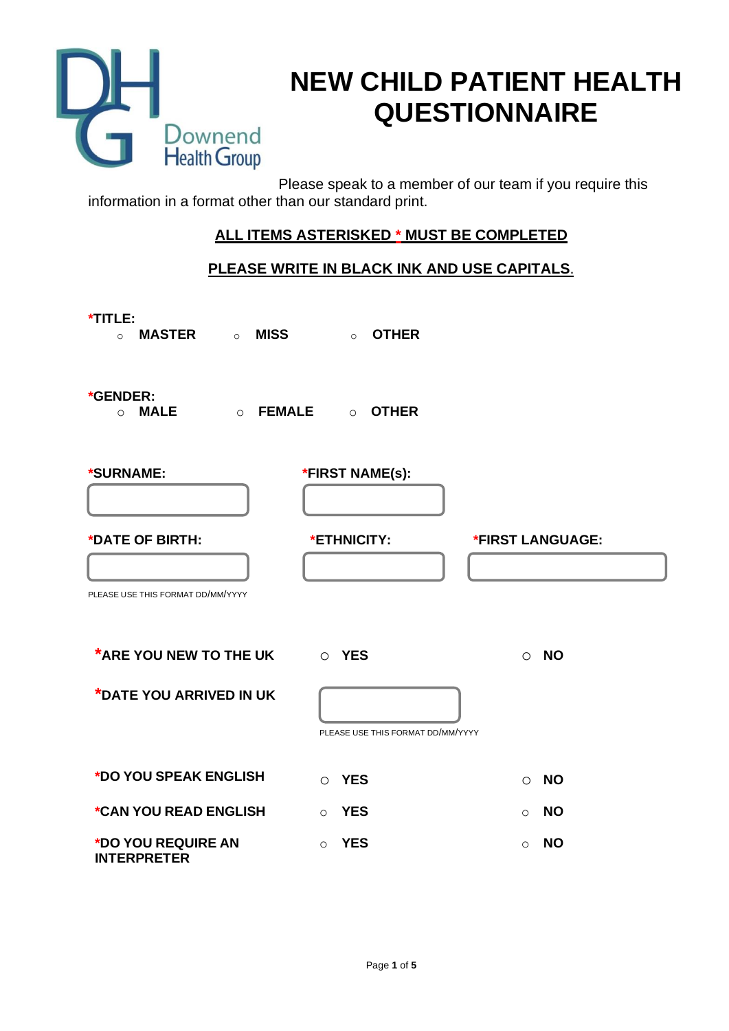Downend Health Group

# NEW CHILD PATIENT HEALTH QUESTIONNAIRE

Please speak to a member of our team if you require this information in a format other than our standard print.

**ALL ITEMS ASTERISKED * MUST BE COMPLETED**

**PLEASE WRITE IN BLACK INK AND USE CAPITALS.**

***TITLE:**
- ○ **MASTER**
- ○ **MISS**
- ○ **OTHER**

***GENDER:**
- ○ **MALE**
- ○ **FEMALE**
- ○ **OTHER**

***SURNAME:** \_\_\_\_\_\_\_\_\_\_\_\_ ***FIRST NAME(s):** \_\_\_\_\_\_\_\_\_\_\_\_

***DATE OF BIRTH:** \_\_\_\_\_\_\_\_\_\_\_\_ ***ETHNICITY:** \_\_\_\_\_\_\_\_\_\_\_\_ ***FIRST LANGUAGE:** \_\_\_\_\_\_\_\_\_\_\_\_

PLEASE USE THIS FORMAT DD/MM/YYYY

| | | |
|---|---|---|
| ***ARE YOU NEW TO THE UK** | ○ **YES** | ○ **NO** |
| ***DATE YOU ARRIVED IN UK** | \_\_\_\_\_\_\_\_\_\_\_\_ PLEASE USE THIS FORMAT DD/MM/YYYY | |
| ***DO YOU SPEAK ENGLISH** | ○ **YES** | ○ **NO** |
| ***CAN YOU READ ENGLISH** | ○ **YES** | ○ **NO** |
| ***DO YOU REQUIRE AN INTERPRETER** | ○ **YES** | ○ **NO** |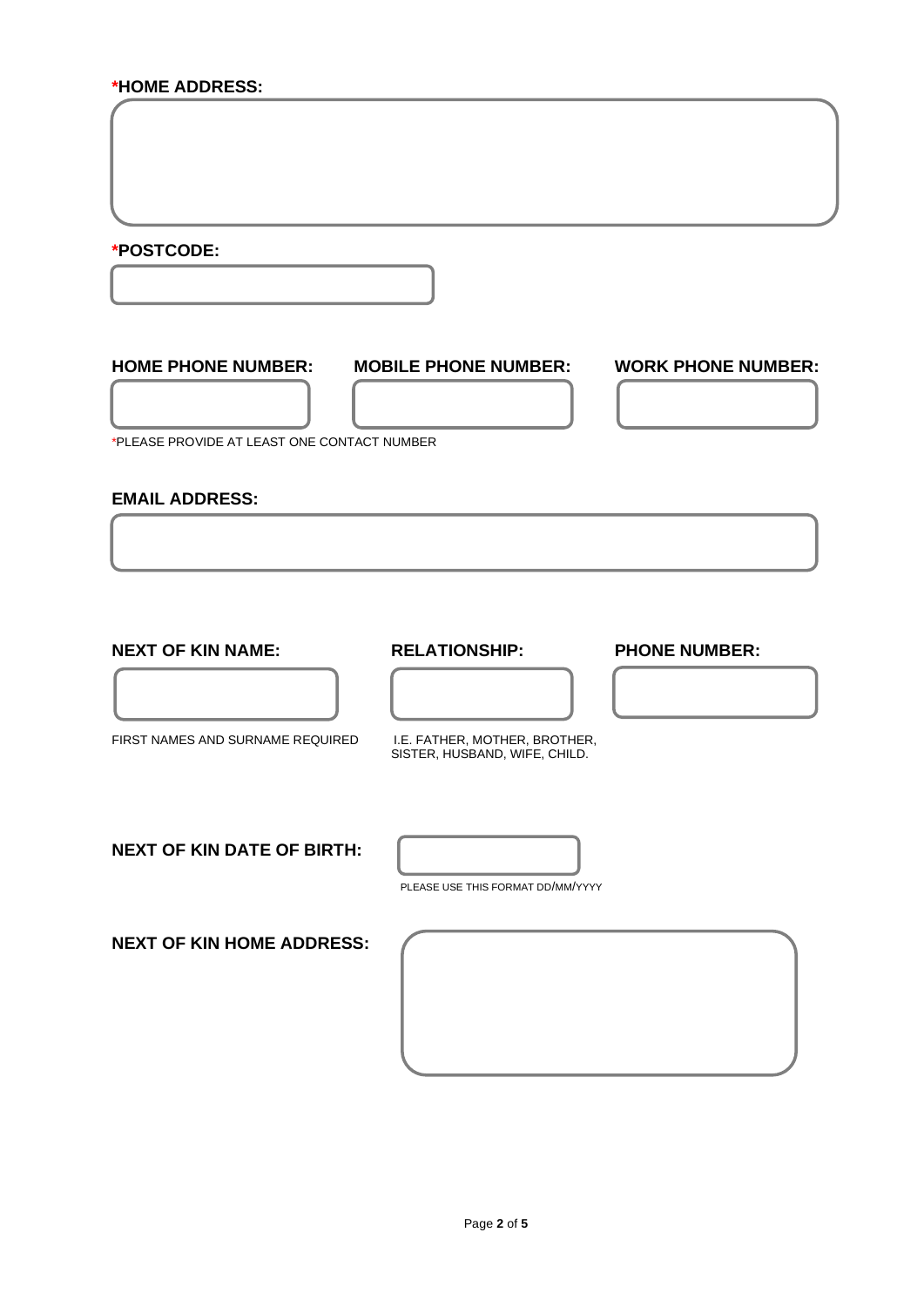**\*HOME ADDRESS:**

**\*POSTCODE:**

**HOME PHONE NUMBER:** | **MOBILE PHONE NUMBER:** | **WORK PHONE NUMBER:**

*PLEASE PROVIDE AT LEAST ONE CONTACT NUMBER

**EMAIL ADDRESS:**

**NEXT OF KIN NAME:**

FIRST NAMES AND SURNAME REQUIRED

**RELATIONSHIP:**

I.E. FATHER, MOTHER, BROTHER, SISTER, HUSBAND, WIFE, CHILD.

**PHONE NUMBER:**

**NEXT OF KIN DATE OF BIRTH:**

PLEASE USE THIS FORMAT DD/MM/YYYY

**NEXT OF KIN HOME ADDRESS:**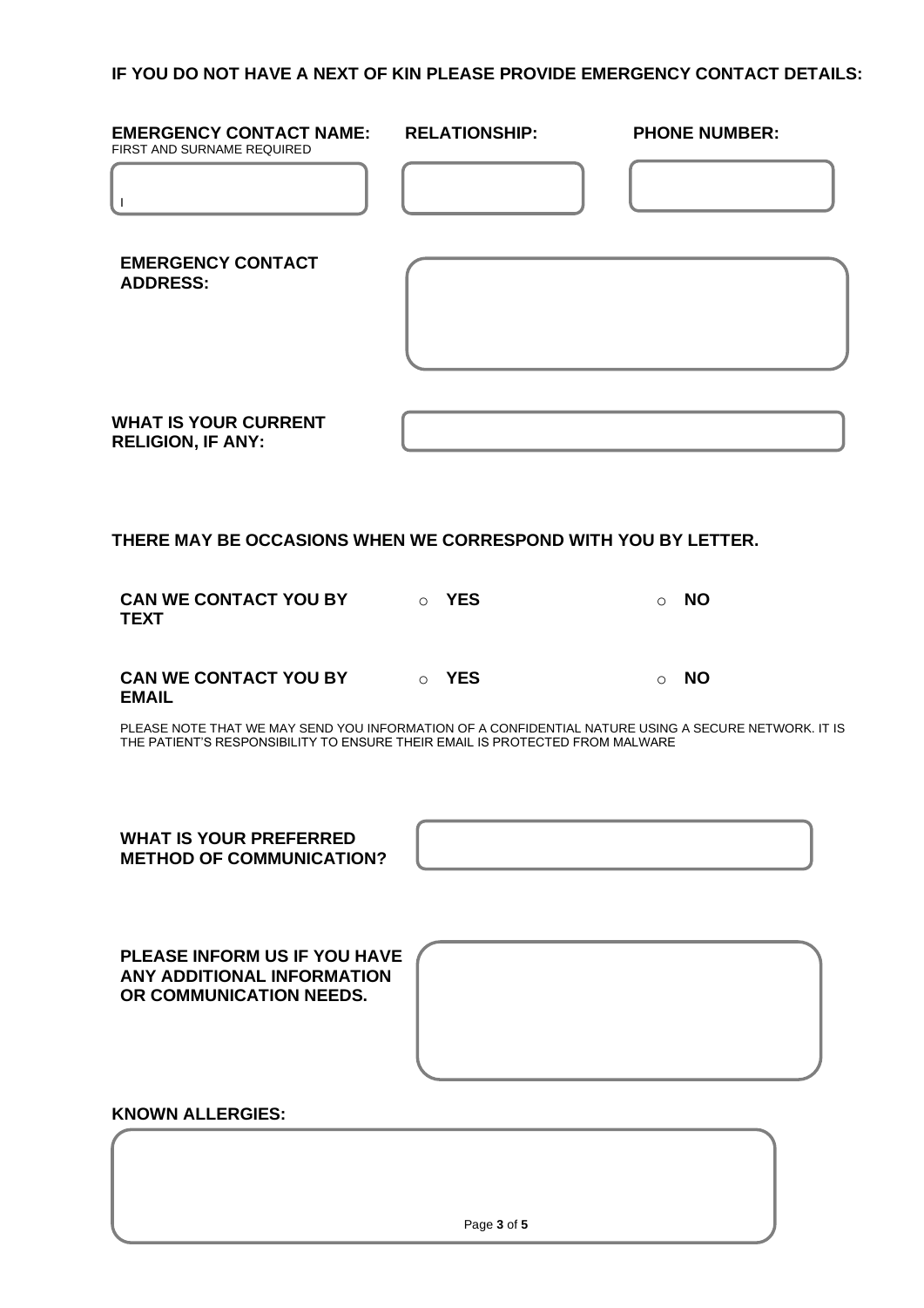**IF YOU DO NOT HAVE A NEXT OF KIN PLEASE PROVIDE EMERGENCY CONTACT DETAILS:**

| **EMERGENCY CONTACT NAME:** FIRST AND SURNAME REQUIRED | **RELATIONSHIP:** | **PHONE NUMBER:** |
|---|---|---|
| | | |

**EMERGENCY CONTACT ADDRESS:**

**WHAT IS YOUR CURRENT RELIGION, IF ANY:**

**THERE MAY BE OCCASIONS WHEN WE CORRESPOND WITH YOU BY LETTER.**

**CAN WE CONTACT YOU BY TEXT** ○ **YES** ○ **NO**

**CAN WE CONTACT YOU BY EMAIL** ○ **YES** ○ **NO**

PLEASE NOTE THAT WE MAY SEND YOU INFORMATION OF A CONFIDENTIAL NATURE USING A SECURE NETWORK. IT IS THE PATIENT'S RESPONSIBILITY TO ENSURE THEIR EMAIL IS PROTECTED FROM MALWARE

**WHAT IS YOUR PREFERRED METHOD OF COMMUNICATION?**

**PLEASE INFORM US IF YOU HAVE ANY ADDITIONAL INFORMATION OR COMMUNICATION NEEDS.**

**KNOWN ALLERGIES:**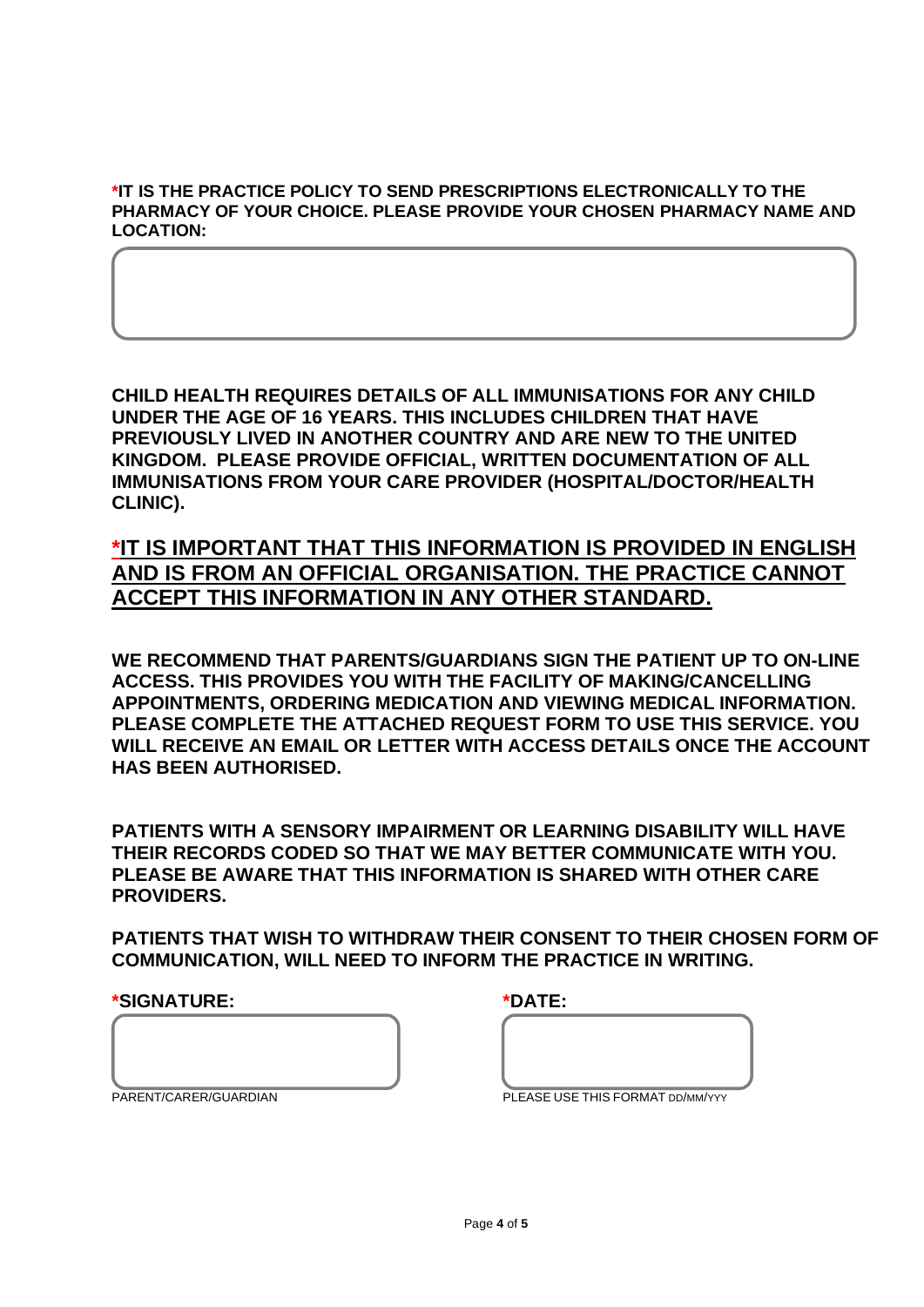**\*IT IS THE PRACTICE POLICY TO SEND PRESCRIPTIONS ELECTRONICALLY TO THE PHARMACY OF YOUR CHOICE. PLEASE PROVIDE YOUR CHOSEN PHARMACY NAME AND LOCATION:**

**CHILD HEALTH REQUIRES DETAILS OF ALL IMMUNISATIONS FOR ANY CHILD UNDER THE AGE OF 16 YEARS. THIS INCLUDES CHILDREN THAT HAVE PREVIOUSLY LIVED IN ANOTHER COUNTRY AND ARE NEW TO THE UNITED KINGDOM. PLEASE PROVIDE OFFICIAL, WRITTEN DOCUMENTATION OF ALL IMMUNISATIONS FROM YOUR CARE PROVIDER (HOSPITAL/DOCTOR/HEALTH CLINIC).**

## *IT IS IMPORTANT THAT THIS INFORMATION IS PROVIDED IN ENGLISH AND IS FROM AN OFFICIAL ORGANISATION. THE PRACTICE CANNOT ACCEPT THIS INFORMATION IN ANY OTHER STANDARD.

**WE RECOMMEND THAT PARENTS/GUARDIANS SIGN THE PATIENT UP TO ON-LINE ACCESS. THIS PROVIDES YOU WITH THE FACILITY OF MAKING/CANCELLING APPOINTMENTS, ORDERING MEDICATION AND VIEWING MEDICAL INFORMATION. PLEASE COMPLETE THE ATTACHED REQUEST FORM TO USE THIS SERVICE. YOU WILL RECEIVE AN EMAIL OR LETTER WITH ACCESS DETAILS ONCE THE ACCOUNT HAS BEEN AUTHORISED.**

**PATIENTS WITH A SENSORY IMPAIRMENT OR LEARNING DISABILITY WILL HAVE THEIR RECORDS CODED SO THAT WE MAY BETTER COMMUNICATE WITH YOU. PLEASE BE AWARE THAT THIS INFORMATION IS SHARED WITH OTHER CARE PROVIDERS.**

**PATIENTS THAT WISH TO WITHDRAW THEIR CONSENT TO THEIR CHOSEN FORM OF COMMUNICATION, WILL NEED TO INFORM THE PRACTICE IN WRITING.**

**\*SIGNATURE:**

PARENT/CARER/GUARDIAN

**\*DATE:**

PLEASE USE THIS FORMAT DD/MM/YYY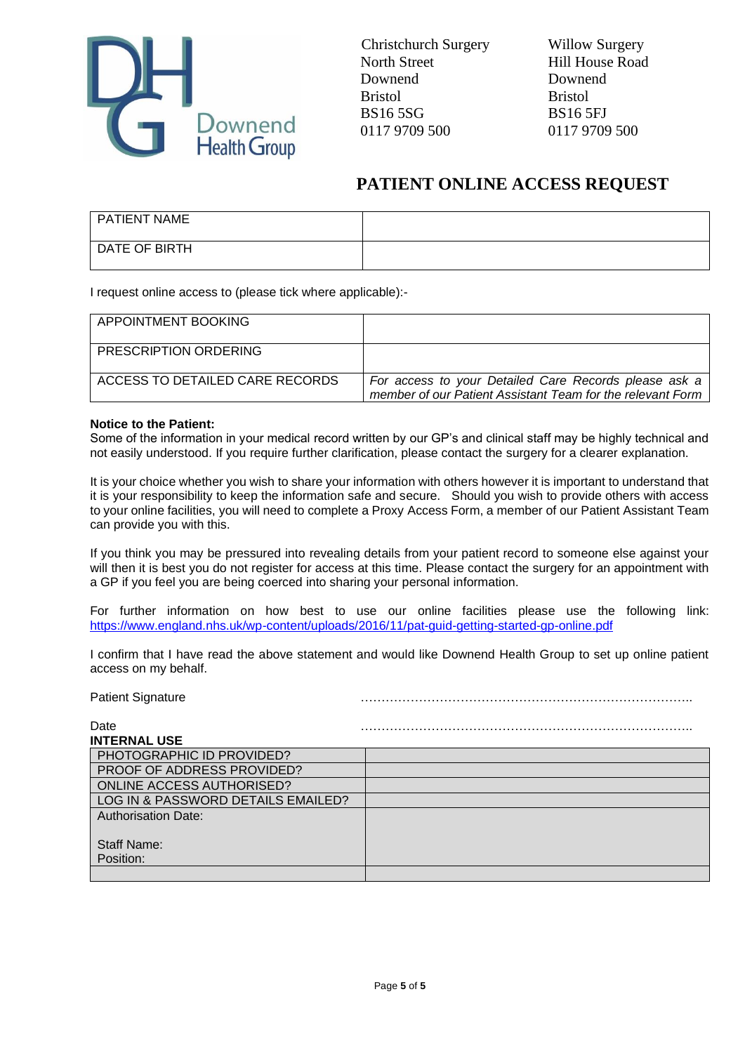Downend Health Group

Christchurch Surgery
North Street
Downend
Bristol
BS16 5SG
0117 9709 500

Willow Surgery
Hill House Road
Downend
Bristol
BS16 5FJ
0117 9709 500

# PATIENT ONLINE ACCESS REQUEST

| | |
|---|---|
| PATIENT NAME | |
| DATE OF BIRTH | |

I request online access to (please tick where applicable):-

| | |
|---|---|
| APPOINTMENT BOOKING | |
| PRESCRIPTION ORDERING | |
| ACCESS TO DETAILED CARE RECORDS | *For access to your Detailed Care Records please ask a member of our Patient Assistant Team for the relevant Form* |

**Notice to the Patient:**
Some of the information in your medical record written by our GP's and clinical staff may be highly technical and not easily understood. If you require further clarification, please contact the surgery for a clearer explanation.

It is your choice whether you wish to share your information with others however it is important to understand that it is your responsibility to keep the information safe and secure. Should you wish to provide others with access to your online facilities, you will need to complete a Proxy Access Form, a member of our Patient Assistant Team can provide you with this.

If you think you may be pressured into revealing details from your patient record to someone else against your will then it is best you do not register for access at this time. Please contact the surgery for an appointment with a GP if you feel you are being coerced into sharing your personal information.

For further information on how best to use our online facilities please use the following link: https://www.england.nhs.uk/wp-content/uploads/2016/11/pat-guid-getting-started-gp-online.pdf

I confirm that I have read the above statement and would like Downend Health Group to set up online patient access on my behalf.

Patient Signature ……………………………………………………………………..

Date ……………………………………………………………………..

**INTERNAL USE**

| | |
|---|---|
| PHOTOGRAPHIC ID PROVIDED? | |
| PROOF OF ADDRESS PROVIDED? | |
| ONLINE ACCESS AUTHORISED? | |
| LOG IN & PASSWORD DETAILS EMAILED? | |
| Authorisation Date:<br><br>Staff Name:<br>Position: | |
| | |